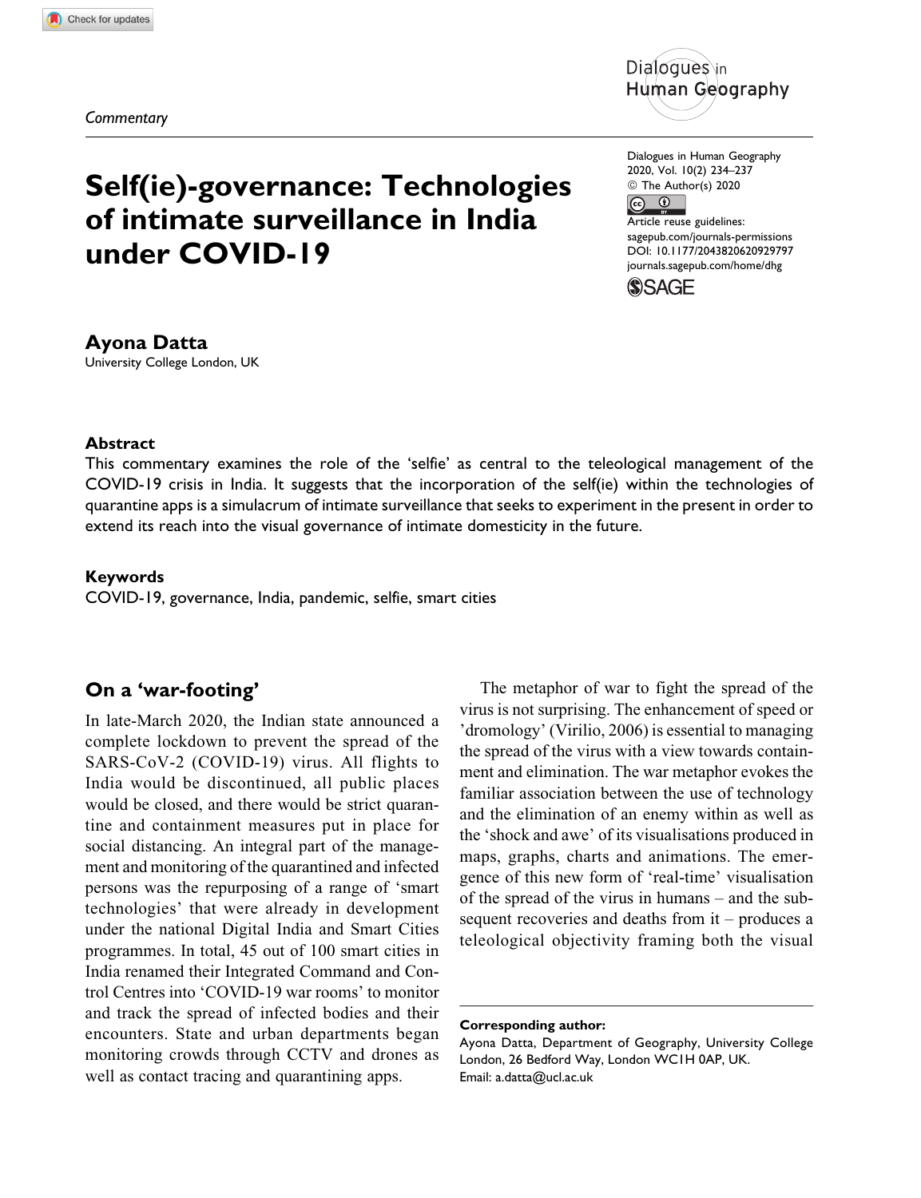*Commentary*

# Self(ie)-governance: Technologies of intimate surveillance in India under COVID-19

Dialogues in Human Geography
2020, Vol. 10(2) 234–237
© The Author(s) 2020
Article reuse guidelines:
sagepub.com/journals-permissions
DOI: 10.1177/2043820620929797
journals.sagepub.com/home/dhg

**Ayona Datta**
University College London, UK

### Abstract

This commentary examines the role of the 'selfie' as central to the teleological management of the COVID-19 crisis in India. It suggests that the incorporation of the self(ie) within the technologies of quarantine apps is a simulacrum of intimate surveillance that seeks to experiment in the present in order to extend its reach into the visual governance of intimate domesticity in the future.

### Keywords

COVID-19, governance, India, pandemic, selfie, smart cities

## On a 'war-footing'

In late-March 2020, the Indian state announced a complete lockdown to prevent the spread of the SARS-CoV-2 (COVID-19) virus. All flights to India would be discontinued, all public places would be closed, and there would be strict quarantine and containment measures put in place for social distancing. An integral part of the management and monitoring of the quarantined and infected persons was the repurposing of a range of 'smart technologies' that were already in development under the national Digital India and Smart Cities programmes. In total, 45 out of 100 smart cities in India renamed their Integrated Command and Control Centres into 'COVID-19 war rooms' to monitor and track the spread of infected bodies and their encounters. State and urban departments began monitoring crowds through CCTV and drones as well as contact tracing and quarantining apps.

The metaphor of war to fight the spread of the virus is not surprising. The enhancement of speed or 'dromology' (Virilio, 2006) is essential to managing the spread of the virus with a view towards containment and elimination. The war metaphor evokes the familiar association between the use of technology and the elimination of an enemy within as well as the 'shock and awe' of its visualisations produced in maps, graphs, charts and animations. The emergence of this new form of 'real-time' visualisation of the spread of the virus in humans – and the subsequent recoveries and deaths from it – produces a teleological objectivity framing both the visual

**Corresponding author:**
Ayona Datta, Department of Geography, University College London, 26 Bedford Way, London WC1H 0AP, UK.
Email: a.datta@ucl.ac.uk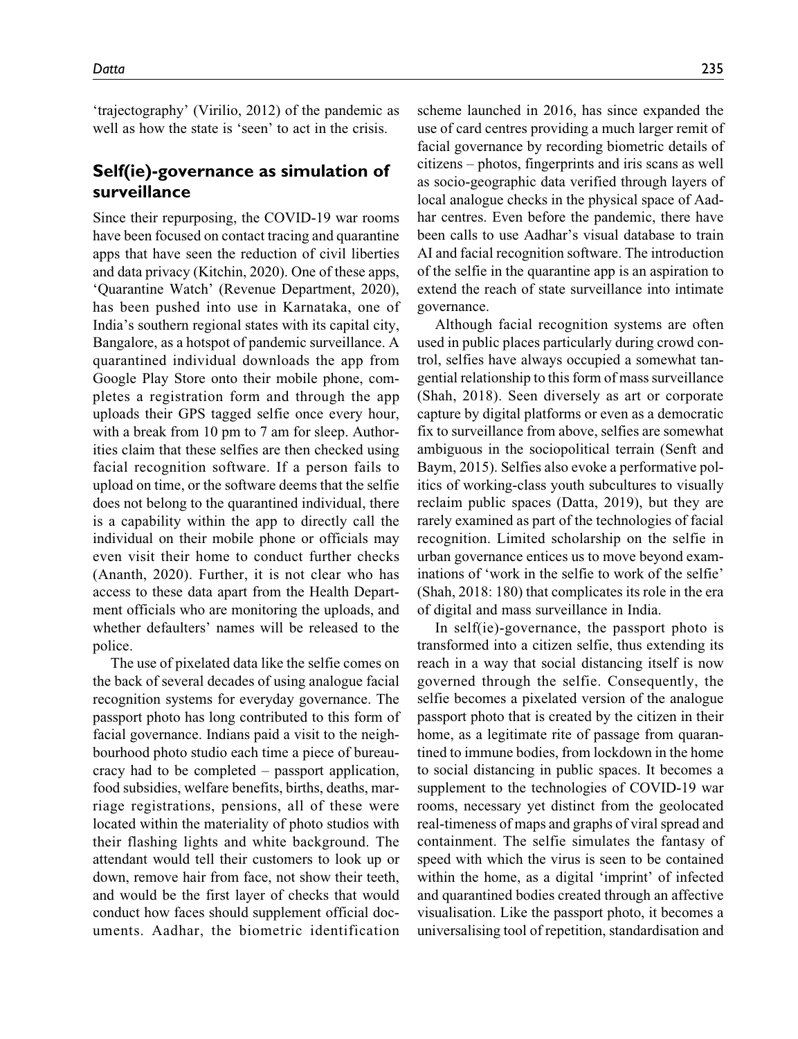'trajectography' (Virilio, 2012) of the pandemic as well as how the state is 'seen' to act in the crisis.

## Self(ie)-governance as simulation of surveillance

Since their repurposing, the COVID-19 war rooms have been focused on contact tracing and quarantine apps that have seen the reduction of civil liberties and data privacy (Kitchin, 2020). One of these apps, 'Quarantine Watch' (Revenue Department, 2020), has been pushed into use in Karnataka, one of India's southern regional states with its capital city, Bangalore, as a hotspot of pandemic surveillance. A quarantined individual downloads the app from Google Play Store onto their mobile phone, completes a registration form and through the app uploads their GPS tagged selfie once every hour, with a break from 10 pm to 7 am for sleep. Authorities claim that these selfies are then checked using facial recognition software. If a person fails to upload on time, or the software deems that the selfie does not belong to the quarantined individual, there is a capability within the app to directly call the individual on their mobile phone or officials may even visit their home to conduct further checks (Ananth, 2020). Further, it is not clear who has access to these data apart from the Health Department officials who are monitoring the uploads, and whether defaulters' names will be released to the police.

The use of pixelated data like the selfie comes on the back of several decades of using analogue facial recognition systems for everyday governance. The passport photo has long contributed to this form of facial governance. Indians paid a visit to the neighbourhood photo studio each time a piece of bureaucracy had to be completed – passport application, food subsidies, welfare benefits, births, deaths, marriage registrations, pensions, all of these were located within the materiality of photo studios with their flashing lights and white background. The attendant would tell their customers to look up or down, remove hair from face, not show their teeth, and would be the first layer of checks that would conduct how faces should supplement official documents. Aadhar, the biometric identification scheme launched in 2016, has since expanded the use of card centres providing a much larger remit of facial governance by recording biometric details of citizens – photos, fingerprints and iris scans as well as socio-geographic data verified through layers of local analogue checks in the physical space of Aadhar centres. Even before the pandemic, there have been calls to use Aadhar's visual database to train AI and facial recognition software. The introduction of the selfie in the quarantine app is an aspiration to extend the reach of state surveillance into intimate governance.

Although facial recognition systems are often used in public places particularly during crowd control, selfies have always occupied a somewhat tangential relationship to this form of mass surveillance (Shah, 2018). Seen diversely as art or corporate capture by digital platforms or even as a democratic fix to surveillance from above, selfies are somewhat ambiguous in the sociopolitical terrain (Senft and Baym, 2015). Selfies also evoke a performative politics of working-class youth subcultures to visually reclaim public spaces (Datta, 2019), but they are rarely examined as part of the technologies of facial recognition. Limited scholarship on the selfie in urban governance entices us to move beyond examinations of 'work in the selfie to work of the selfie' (Shah, 2018: 180) that complicates its role in the era of digital and mass surveillance in India.

In self(ie)-governance, the passport photo is transformed into a citizen selfie, thus extending its reach in a way that social distancing itself is now governed through the selfie. Consequently, the selfie becomes a pixelated version of the analogue passport photo that is created by the citizen in their home, as a legitimate rite of passage from quarantined to immune bodies, from lockdown in the home to social distancing in public spaces. It becomes a supplement to the technologies of COVID-19 war rooms, necessary yet distinct from the geolocated real-timeness of maps and graphs of viral spread and containment. The selfie simulates the fantasy of speed with which the virus is seen to be contained within the home, as a digital 'imprint' of infected and quarantined bodies created through an affective visualisation. Like the passport photo, it becomes a universalising tool of repetition, standardisation and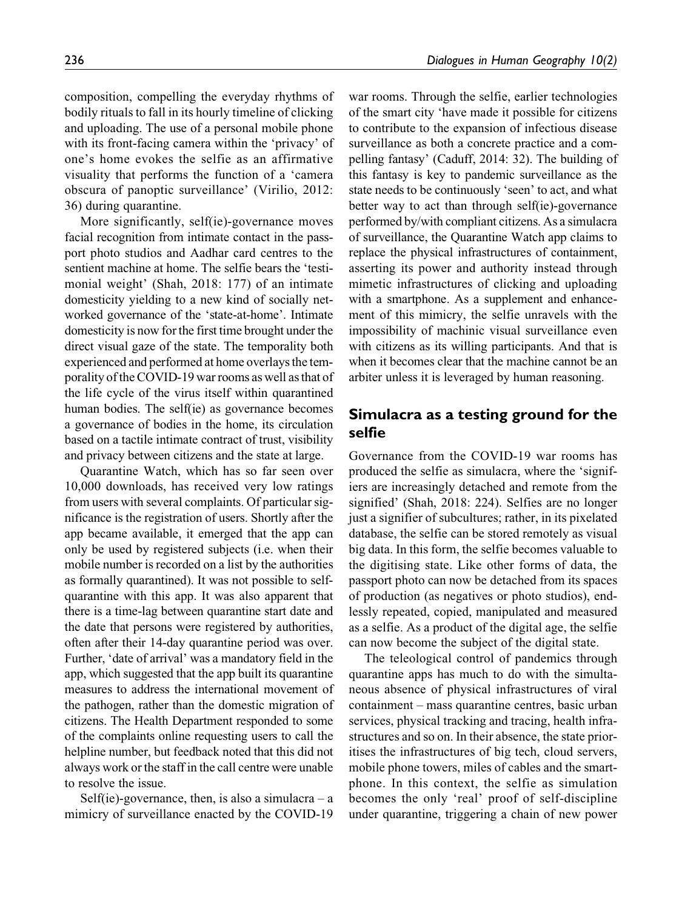composition, compelling the everyday rhythms of bodily rituals to fall in its hourly timeline of clicking and uploading. The use of a personal mobile phone with its front-facing camera within the 'privacy' of one's home evokes the selfie as an affirmative visuality that performs the function of a 'camera obscura of panoptic surveillance' (Virilio, 2012: 36) during quarantine.

More significantly, self(ie)-governance moves facial recognition from intimate contact in the passport photo studios and Aadhar card centres to the sentient machine at home. The selfie bears the 'testimonial weight' (Shah, 2018: 177) of an intimate domesticity yielding to a new kind of socially networked governance of the 'state-at-home'. Intimate domesticity is now for the first time brought under the direct visual gaze of the state. The temporality both experienced and performed at home overlays the temporality of the COVID-19 war rooms as well as that of the life cycle of the virus itself within quarantined human bodies. The self(ie) as governance becomes a governance of bodies in the home, its circulation based on a tactile intimate contract of trust, visibility and privacy between citizens and the state at large.

Quarantine Watch, which has so far seen over 10,000 downloads, has received very low ratings from users with several complaints. Of particular significance is the registration of users. Shortly after the app became available, it emerged that the app can only be used by registered subjects (i.e. when their mobile number is recorded on a list by the authorities as formally quarantined). It was not possible to self-quarantine with this app. It was also apparent that there is a time-lag between quarantine start date and the date that persons were registered by authorities, often after their 14-day quarantine period was over. Further, 'date of arrival' was a mandatory field in the app, which suggested that the app built its quarantine measures to address the international movement of the pathogen, rather than the domestic migration of citizens. The Health Department responded to some of the complaints online requesting users to call the helpline number, but feedback noted that this did not always work or the staff in the call centre were unable to resolve the issue.

Self(ie)-governance, then, is also a simulacra – a mimicry of surveillance enacted by the COVID-19 war rooms. Through the selfie, earlier technologies of the smart city 'have made it possible for citizens to contribute to the expansion of infectious disease surveillance as both a concrete practice and a compelling fantasy' (Caduff, 2014: 32). The building of this fantasy is key to pandemic surveillance as the state needs to be continuously 'seen' to act, and what better way to act than through self(ie)-governance performed by/with compliant citizens. As a simulacra of surveillance, the Quarantine Watch app claims to replace the physical infrastructures of containment, asserting its power and authority instead through mimetic infrastructures of clicking and uploading with a smartphone. As a supplement and enhancement of this mimicry, the selfie unravels with the impossibility of machinic visual surveillance even with citizens as its willing participants. And that is when it becomes clear that the machine cannot be an arbiter unless it is leveraged by human reasoning.

## Simulacra as a testing ground for the selfie

Governance from the COVID-19 war rooms has produced the selfie as simulacra, where the 'signifiers are increasingly detached and remote from the signified' (Shah, 2018: 224). Selfies are no longer just a signifier of subcultures; rather, in its pixelated database, the selfie can be stored remotely as visual big data. In this form, the selfie becomes valuable to the digitising state. Like other forms of data, the passport photo can now be detached from its spaces of production (as negatives or photo studios), endlessly repeated, copied, manipulated and measured as a selfie. As a product of the digital age, the selfie can now become the subject of the digital state.

The teleological control of pandemics through quarantine apps has much to do with the simultaneous absence of physical infrastructures of viral containment – mass quarantine centres, basic urban services, physical tracking and tracing, health infrastructures and so on. In their absence, the state prioritises the infrastructures of big tech, cloud servers, mobile phone towers, miles of cables and the smartphone. In this context, the selfie as simulation becomes the only 'real' proof of self-discipline under quarantine, triggering a chain of new power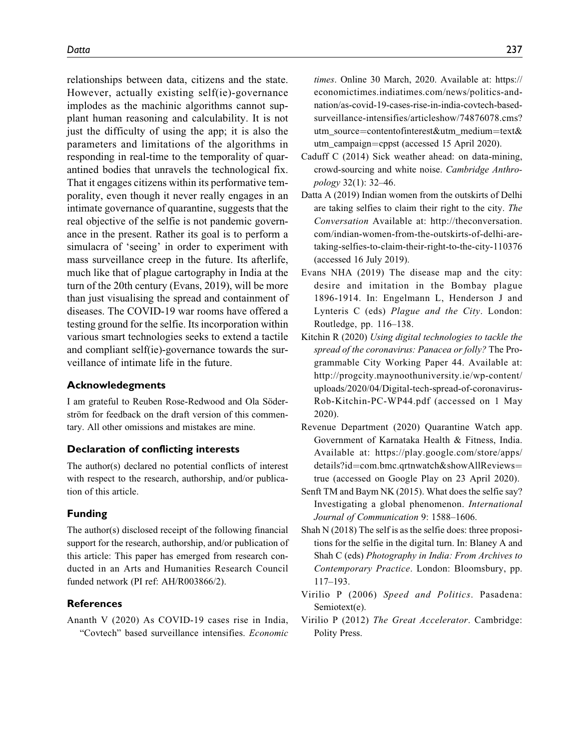relationships between data, citizens and the state. However, actually existing self(ie)-governance implodes as the machinic algorithms cannot supplant human reasoning and calculability. It is not just the difficulty of using the app; it is also the parameters and limitations of the algorithms in responding in real-time to the temporality of quarantined bodies that unravels the technological fix. That it engages citizens within its performative temporality, even though it never really engages in an intimate governance of quarantine, suggests that the real objective of the selfie is not pandemic governance in the present. Rather its goal is to perform a simulacra of 'seeing' in order to experiment with mass surveillance creep in the future. Its afterlife, much like that of plague cartography in India at the turn of the 20th century (Evans, 2019), will be more than just visualising the spread and containment of diseases. The COVID-19 war rooms have offered a testing ground for the selfie. Its incorporation within various smart technologies seeks to extend a tactile and compliant self(ie)-governance towards the surveillance of intimate life in the future.

### Acknowledgements

I am grateful to Reuben Rose-Redwood and Ola Söderström for feedback on the draft version of this commentary. All other omissions and mistakes are mine.

### Declaration of conflicting interests

The author(s) declared no potential conflicts of interest with respect to the research, authorship, and/or publication of this article.

### Funding

The author(s) disclosed receipt of the following financial support for the research, authorship, and/or publication of this article: This paper has emerged from research conducted in an Arts and Humanities Research Council funded network (PI ref: AH/R003866/2).

### References

Ananth V (2020) As COVID-19 cases rise in India, "Covtech" based surveillance intensifies. *Economic times*. Online 30 March, 2020. Available at: https://economictimes.indiatimes.com/news/politics-and-nation/as-covid-19-cases-rise-in-india-covtech-based-surveillance-intensifies/articleshow/74876078.cms?utm_source=contentofinterest&utm_medium=text&utm_campaign=cppst (accessed 15 April 2020).

Caduff C (2014) Sick weather ahead: on data-mining, crowd-sourcing and white noise. *Cambridge Anthropology* 32(1): 32–46.

Datta A (2019) Indian women from the outskirts of Delhi are taking selfies to claim their right to the city. *The Conversation* Available at: http://theconversation.com/indian-women-from-the-outskirts-of-delhi-are-taking-selfies-to-claim-their-right-to-the-city-110376 (accessed 16 July 2019).

Evans NHA (2019) The disease map and the city: desire and imitation in the Bombay plague 1896-1914. In: Engelmann L, Henderson J and Lynteris C (eds) *Plague and the City*. London: Routledge, pp. 116–138.

Kitchin R (2020) *Using digital technologies to tackle the spread of the coronavirus: Panacea or folly?* The Programmable City Working Paper 44. Available at: http://progcity.maynoothuniversity.ie/wp-content/uploads/2020/04/Digital-tech-spread-of-coronavirus-Rob-Kitchin-PC-WP44.pdf (accessed on 1 May 2020).

Revenue Department (2020) Quarantine Watch app. Government of Karnataka Health & Fitness, India. Available at: https://play.google.com/store/apps/details?id=com.bmc.qrtnwatch&showAllReviews=true (accessed on Google Play on 23 April 2020).

Senft TM and Baym NK (2015). What does the selfie say? Investigating a global phenomenon. *International Journal of Communication* 9: 1588–1606.

Shah N (2018) The self is as the selfie does: three propositions for the selfie in the digital turn. In: Blaney A and Shah C (eds) *Photography in India: From Archives to Contemporary Practice*. London: Bloomsbury, pp. 117–193.

Virilio P (2006) *Speed and Politics*. Pasadena: Semiotext(e).

Virilio P (2012) *The Great Accelerator*. Cambridge: Polity Press.